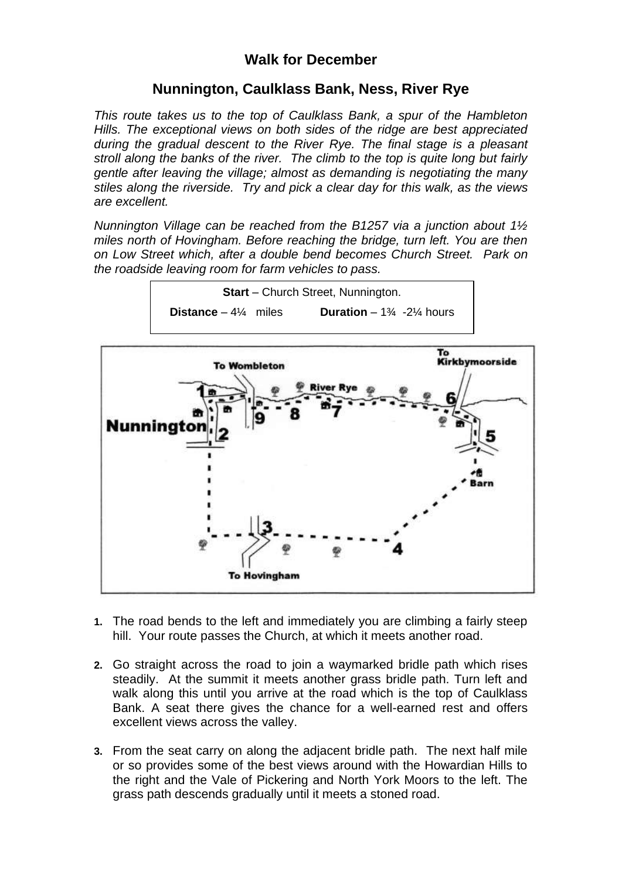# Walk for December

## Nunnington, Caulklass Bank, Ness, River Rye

*This route takes us to the top of Caulklass Bank, a spur of the Hambleton Hills. The exceptional views on both sides of the ridge are best appreciated during the gradual descent to the River Rye. The final stage is a pleasant stroll along the banks of the river. The climb to the top is quite long but fairly gentle after leaving the village; almost as demanding is negotiating the many stiles along the riverside. Try and pick a clear day for this walk, as the views are excellent.*

*Nunnington Village can be reached from the B1257 via a junction about 1½ miles north of Hovingham. Before reaching the bridge, turn left. You are then on Low Street which, after a double bend becomes Church Street. Park on the roadside leaving room for farm vehicles to pass.*

**Start** – Church Street, Nunnington.

**Distance** – 4¼ miles **Duration** – 1¾ -2¼ hours

1. The road bends to the left and immediately you are climbing a fairly steep hill. Your route passes the Church, at which it meets another road.

2. Go straight across the road to join a waymarked bridle path which rises steadily. At the summit it meets another grass bridle path. Turn left and walk along this until you arrive at the road which is the top of Caulklass Bank. A seat there gives the chance for a well-earned rest and offers excellent views across the valley.

3. From the seat carry on along the adjacent bridle path. The next half mile or so provides some of the best views around with the Howardian Hills to the right and the Vale of Pickering and North York Moors to the left. The grass path descends gradually until it meets a stoned road.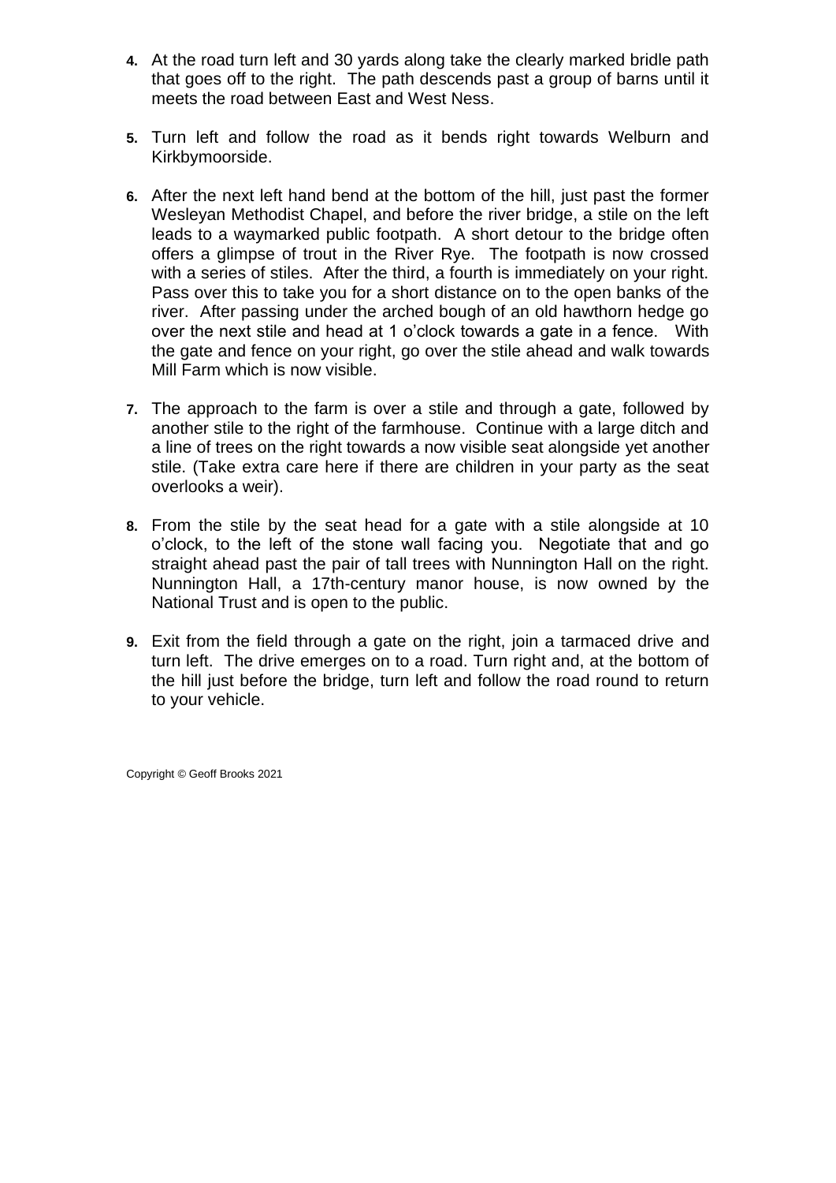4. At the road turn left and 30 yards along take the clearly marked bridle path that goes off to the right. The path descends past a group of barns until it meets the road between East and West Ness.

5. Turn left and follow the road as it bends right towards Welburn and Kirkbymoorside.

6. After the next left hand bend at the bottom of the hill, just past the former Wesleyan Methodist Chapel, and before the river bridge, a stile on the left leads to a waymarked public footpath. A short detour to the bridge often offers a glimpse of trout in the River Rye. The footpath is now crossed with a series of stiles. After the third, a fourth is immediately on your right. Pass over this to take you for a short distance on to the open banks of the river. After passing under the arched bough of an old hawthorn hedge go over the next stile and head at 1 o'clock towards a gate in a fence. With the gate and fence on your right, go over the stile ahead and walk towards Mill Farm which is now visible.

7. The approach to the farm is over a stile and through a gate, followed by another stile to the right of the farmhouse. Continue with a large ditch and a line of trees on the right towards a now visible seat alongside yet another stile. (Take extra care here if there are children in your party as the seat overlooks a weir).

8. From the stile by the seat head for a gate with a stile alongside at 10 o'clock, to the left of the stone wall facing you. Negotiate that and go straight ahead past the pair of tall trees with Nunnington Hall on the right. Nunnington Hall, a 17th-century manor house, is now owned by the National Trust and is open to the public.

9. Exit from the field through a gate on the right, join a tarmaced drive and turn left. The drive emerges on to a road. Turn right and, at the bottom of the hill just before the bridge, turn left and follow the road round to return to your vehicle.

Copyright © Geoff Brooks 2021